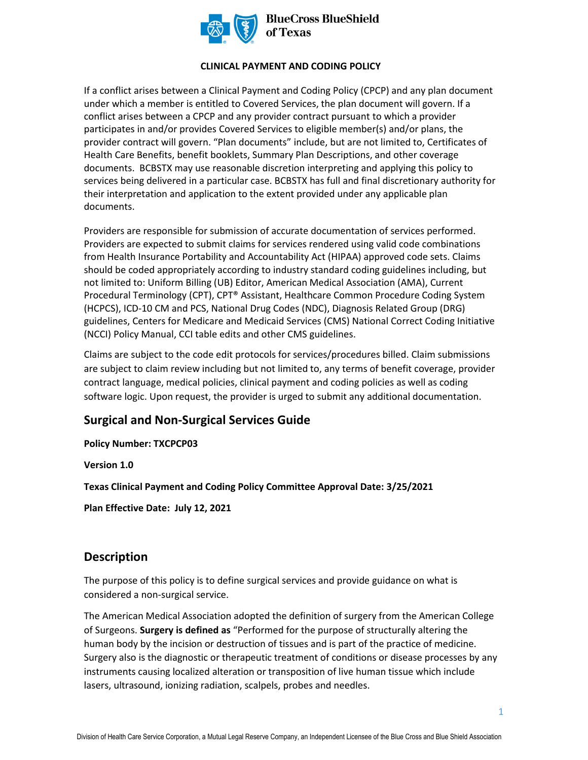BlueCross BlueShield of Texas

**CLINICAL PAYMENT AND CODING POLICY**

If a conflict arises between a Clinical Payment and Coding Policy (CPCP) and any plan document under which a member is entitled to Covered Services, the plan document will govern. If a conflict arises between a CPCP and any provider contract pursuant to which a provider participates in and/or provides Covered Services to eligible member(s) and/or plans, the provider contract will govern. "Plan documents" include, but are not limited to, Certificates of Health Care Benefits, benefit booklets, Summary Plan Descriptions, and other coverage documents. BCBSTX may use reasonable discretion interpreting and applying this policy to services being delivered in a particular case. BCBSTX has full and final discretionary authority for their interpretation and application to the extent provided under any applicable plan documents.

Providers are responsible for submission of accurate documentation of services performed. Providers are expected to submit claims for services rendered using valid code combinations from Health Insurance Portability and Accountability Act (HIPAA) approved code sets. Claims should be coded appropriately according to industry standard coding guidelines including, but not limited to: Uniform Billing (UB) Editor, American Medical Association (AMA), Current Procedural Terminology (CPT), CPT® Assistant, Healthcare Common Procedure Coding System (HCPCS), ICD-10 CM and PCS, National Drug Codes (NDC), Diagnosis Related Group (DRG) guidelines, Centers for Medicare and Medicaid Services (CMS) National Correct Coding Initiative (NCCI) Policy Manual, CCI table edits and other CMS guidelines.

Claims are subject to the code edit protocols for services/procedures billed. Claim submissions are subject to claim review including but not limited to, any terms of benefit coverage, provider contract language, medical policies, clinical payment and coding policies as well as coding software logic. Upon request, the provider is urged to submit any additional documentation.

## Surgical and Non-Surgical Services Guide

**Policy Number: TXCPCP03**

**Version 1.0**

**Texas Clinical Payment and Coding Policy Committee Approval Date: 3/25/2021**

**Plan Effective Date: July 12, 2021**

## Description

The purpose of this policy is to define surgical services and provide guidance on what is considered a non-surgical service.

The American Medical Association adopted the definition of surgery from the American College of Surgeons. **Surgery is defined as** "Performed for the purpose of structurally altering the human body by the incision or destruction of tissues and is part of the practice of medicine. Surgery also is the diagnostic or therapeutic treatment of conditions or disease processes by any instruments causing localized alteration or transposition of live human tissue which include lasers, ultrasound, ionizing radiation, scalpels, probes and needles.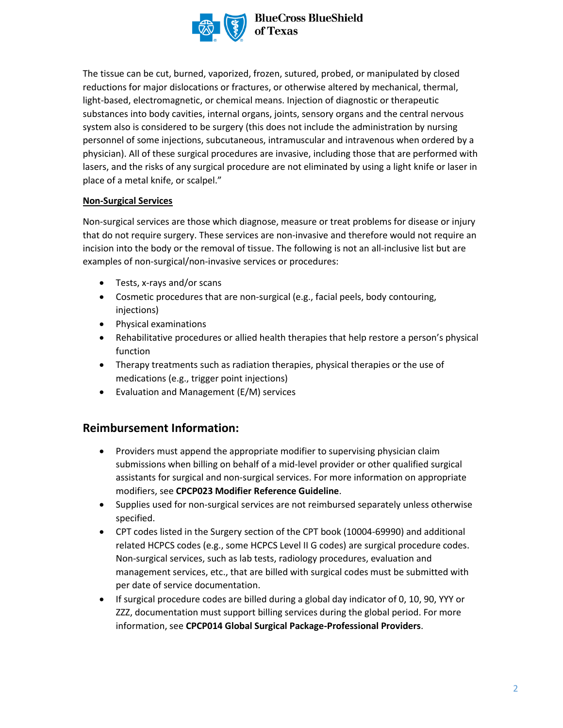The tissue can be cut, burned, vaporized, frozen, sutured, probed, or manipulated by closed reductions for major dislocations or fractures, or otherwise altered by mechanical, thermal, light-based, electromagnetic, or chemical means. Injection of diagnostic or therapeutic substances into body cavities, internal organs, joints, sensory organs and the central nervous system also is considered to be surgery (this does not include the administration by nursing personnel of some injections, subcutaneous, intramuscular and intravenous when ordered by a physician). All of these surgical procedures are invasive, including those that are performed with lasers, and the risks of any surgical procedure are not eliminated by using a light knife or laser in place of a metal knife, or scalpel."

**Non-Surgical Services**

Non-surgical services are those which diagnose, measure or treat problems for disease or injury that do not require surgery. These services are non-invasive and therefore would not require an incision into the body or the removal of tissue. The following is not an all-inclusive list but are examples of non-surgical/non-invasive services or procedures:

- Tests, x-rays and/or scans
- Cosmetic procedures that are non-surgical (e.g., facial peels, body contouring, injections)
- Physical examinations
- Rehabilitative procedures or allied health therapies that help restore a person's physical function
- Therapy treatments such as radiation therapies, physical therapies or the use of medications (e.g., trigger point injections)
- Evaluation and Management (E/M) services

## Reimbursement Information:

- Providers must append the appropriate modifier to supervising physician claim submissions when billing on behalf of a mid-level provider or other qualified surgical assistants for surgical and non-surgical services. For more information on appropriate modifiers, see **CPCP023 Modifier Reference Guideline**.
- Supplies used for non-surgical services are not reimbursed separately unless otherwise specified.
- CPT codes listed in the Surgery section of the CPT book (10004-69990) and additional related HCPCS codes (e.g., some HCPCS Level II G codes) are surgical procedure codes. Non-surgical services, such as lab tests, radiology procedures, evaluation and management services, etc., that are billed with surgical codes must be submitted with per date of service documentation.
- If surgical procedure codes are billed during a global day indicator of 0, 10, 90, YYY or ZZZ, documentation must support billing services during the global period. For more information, see **CPCP014 Global Surgical Package-Professional Providers**.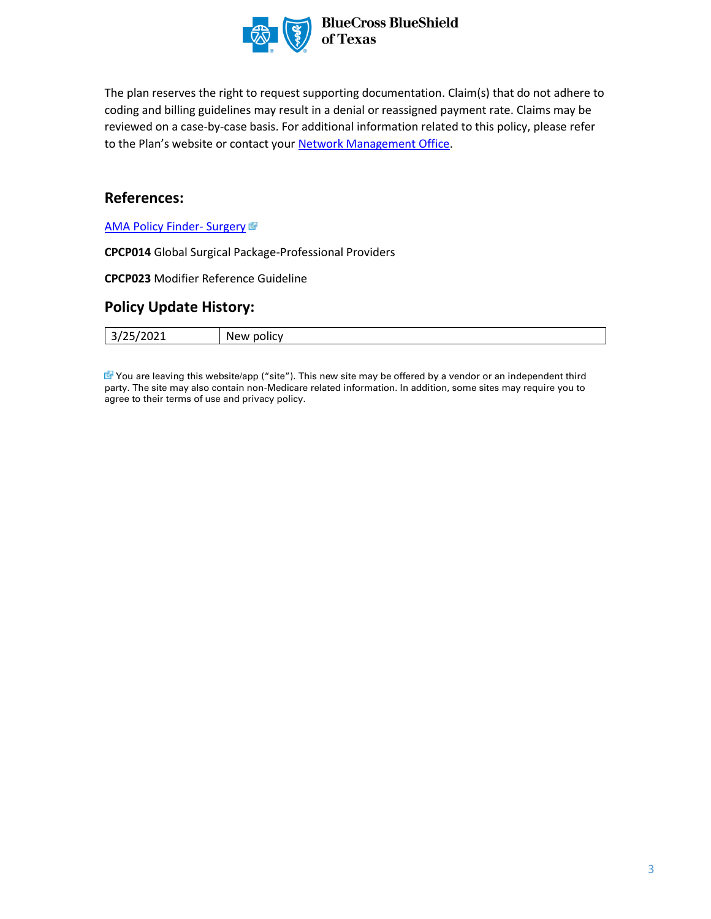The plan reserves the right to request supporting documentation. Claim(s) that do not adhere to coding and billing guidelines may result in a denial or reassigned payment rate. Claims may be reviewed on a case-by-case basis. For additional information related to this policy, please refer to the Plan's website or contact your Network Management Office.

## References:

AMA Policy Finder- Surgery

**CPCP014** Global Surgical Package-Professional Providers

**CPCP023** Modifier Reference Guideline

## Policy Update History:

| | |
|---|---|
| 3/25/2021 | New policy |

You are leaving this website/app ("site"). This new site may be offered by a vendor or an independent third party. The site may also contain non-Medicare related information. In addition, some sites may require you to agree to their terms of use and privacy policy.